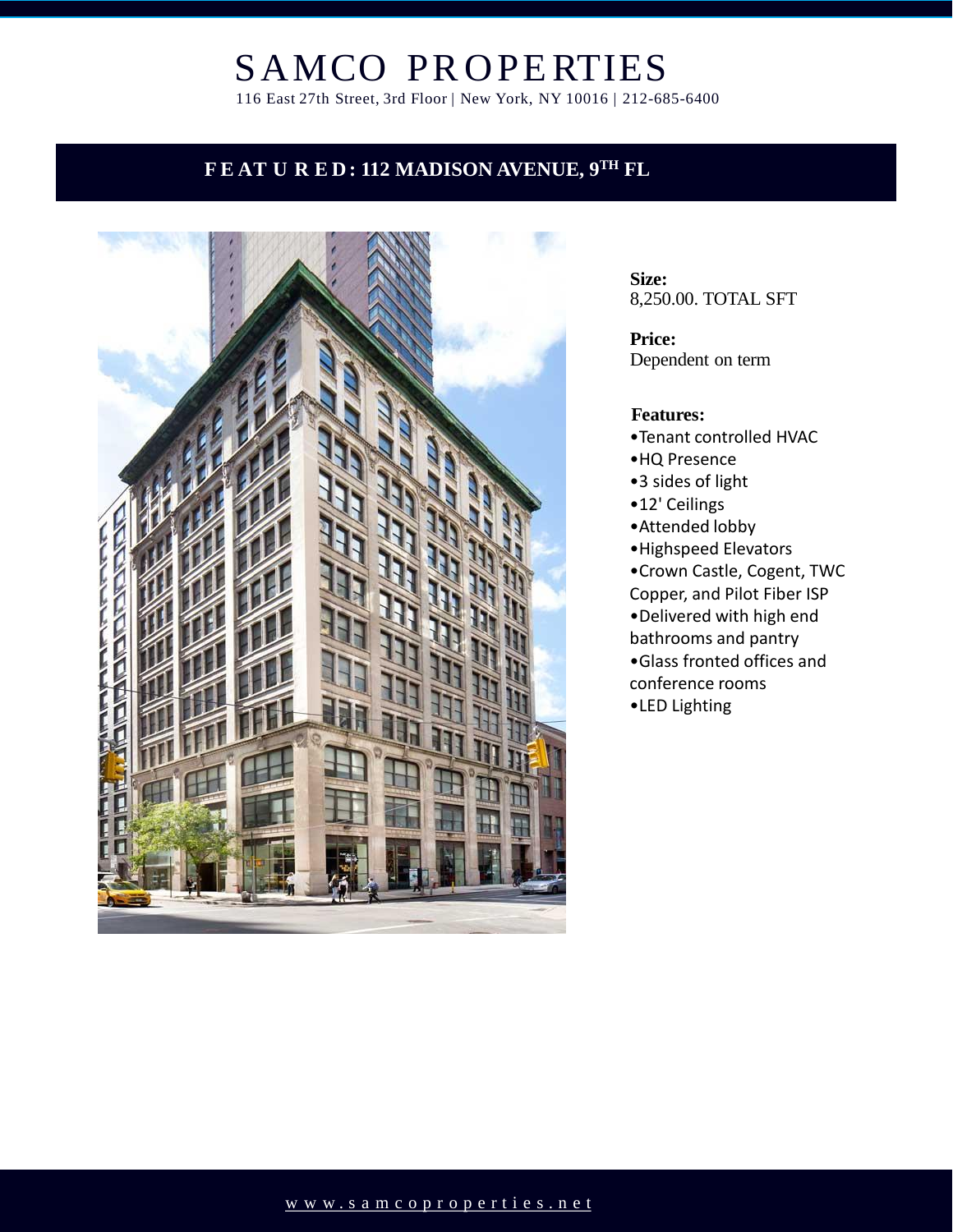# SAMCO PROPERTIES

116 East 27th Street, 3rd Floor | New York, NY 10016 | 212-685-6400

## FEATURED: 112 MADISON AVENUE, 9TH FL

**Size:**
8,250.00. TOTAL SFT

**Price:**
Dependent on term

**Features:**

- Tenant controlled HVAC
- HQ Presence
- 3 sides of light
- 12' Ceilings
- Attended lobby
- Highspeed Elevators
- Crown Castle, Cogent, TWC Copper, and Pilot Fiber ISP
- Delivered with high end bathrooms and pantry
- Glass fronted offices and conference rooms
- LED Lighting

www.samcoproperties.net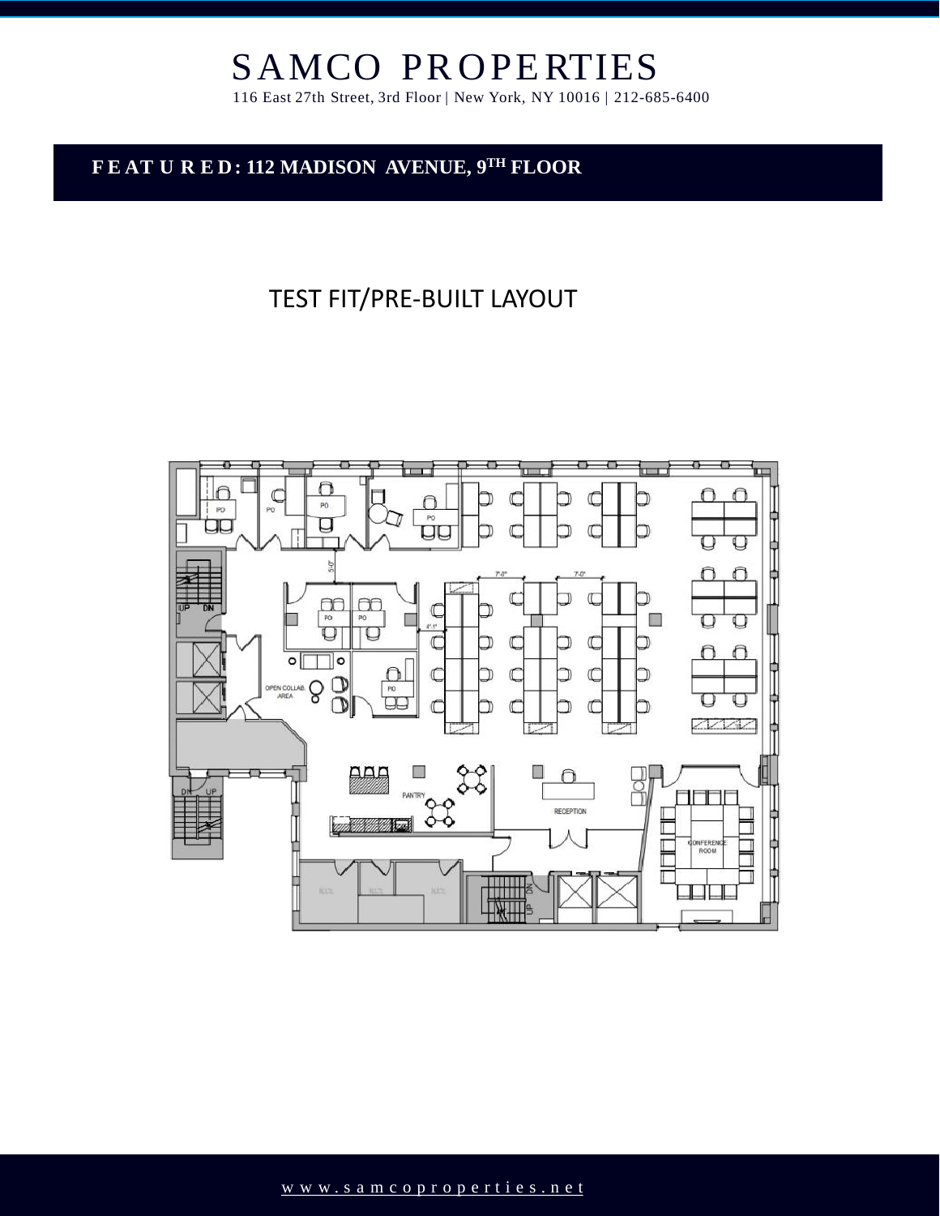# SAMCO PROPERTIES

116 East 27th Street, 3rd Floor | New York, NY 10016 | 212-685-6400

**FEATURED: 112 MADISON AVENUE, 9TH FLOOR**

## TEST FIT/PRE-BUILT LAYOUT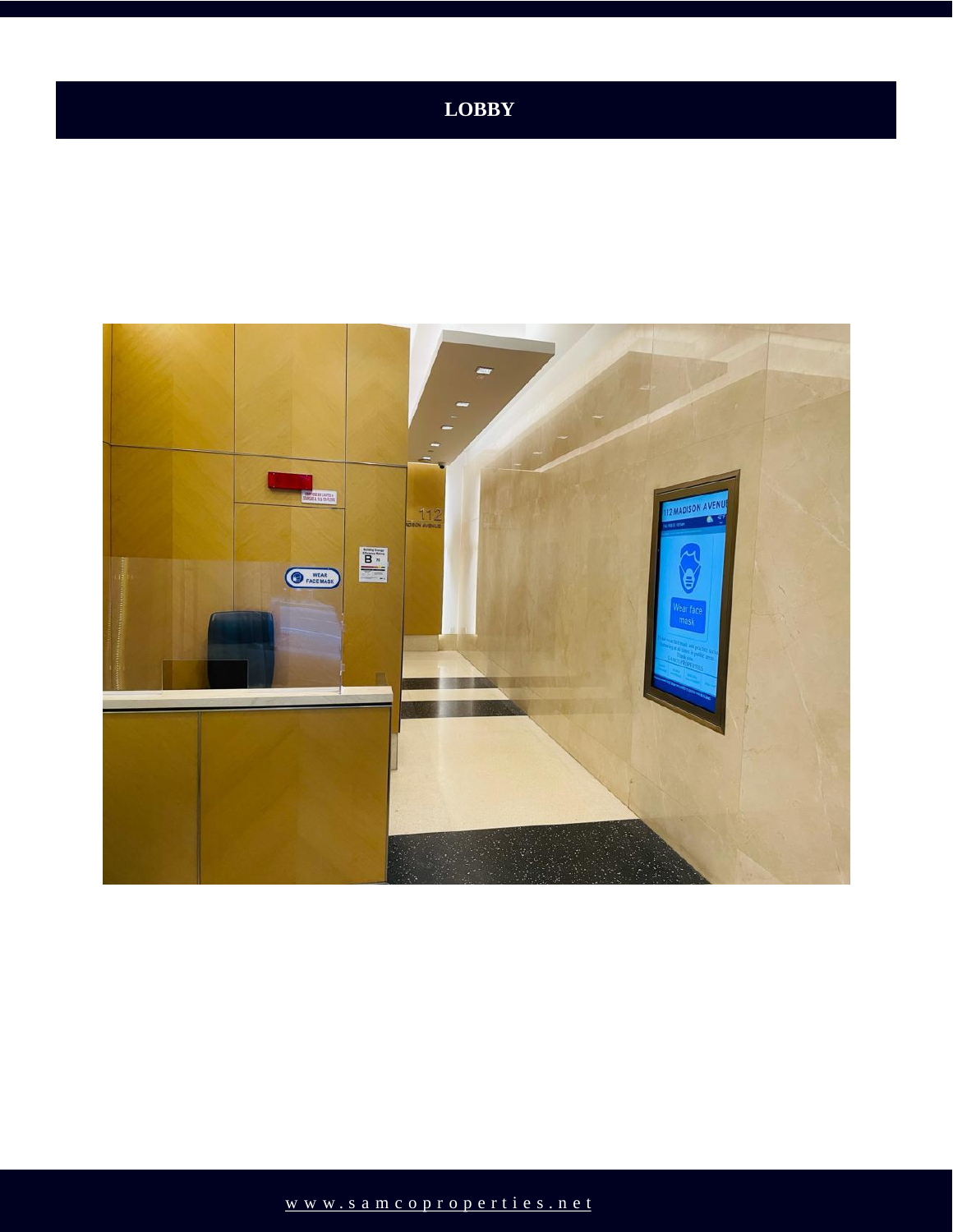# LOBBY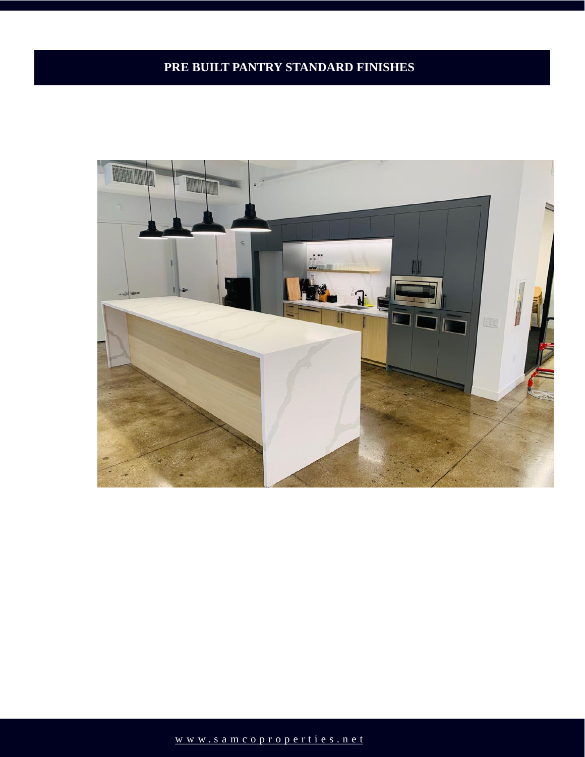# PRE BUILT PANTRY STANDARD FINISHES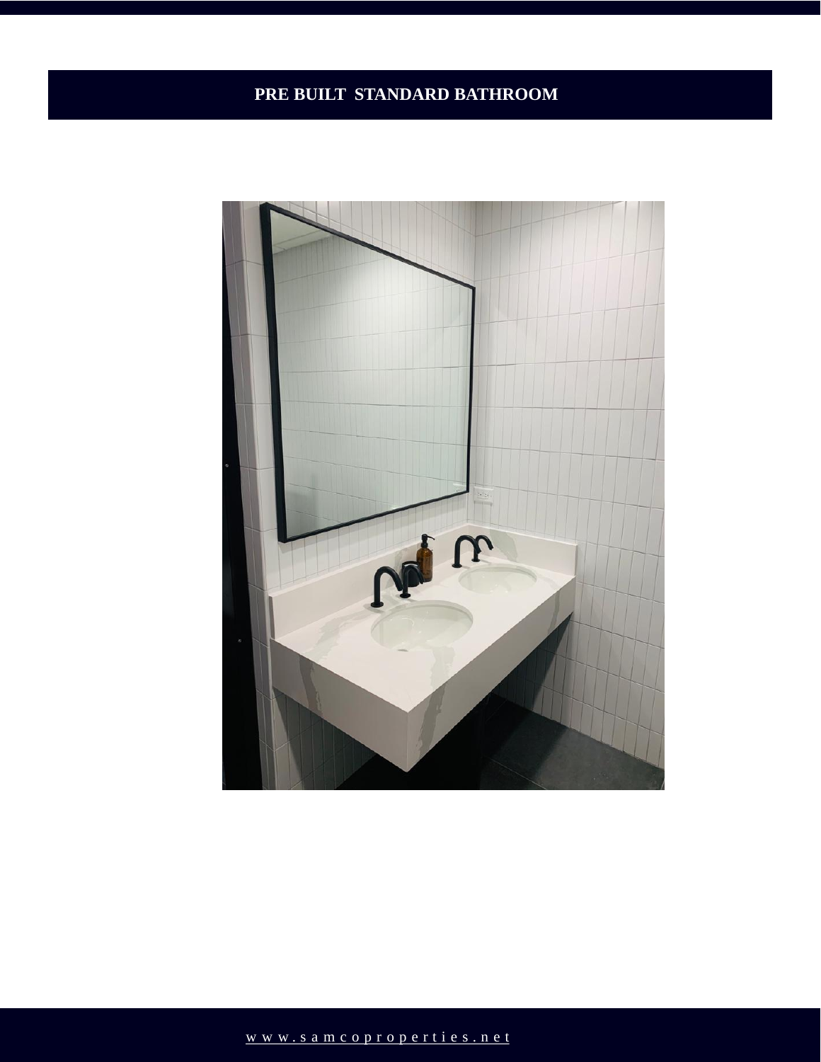# PRE BUILT STANDARD BATHROOM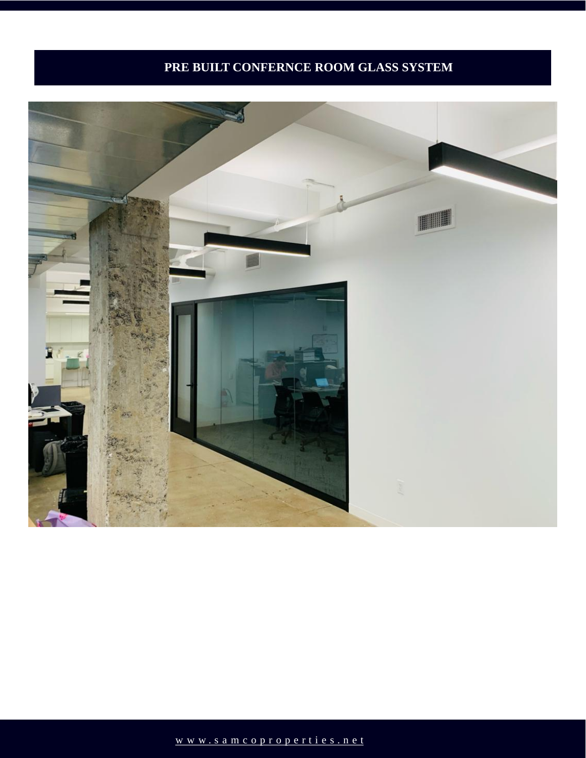# PRE BUILT CONFERNCE ROOM GLASS SYSTEM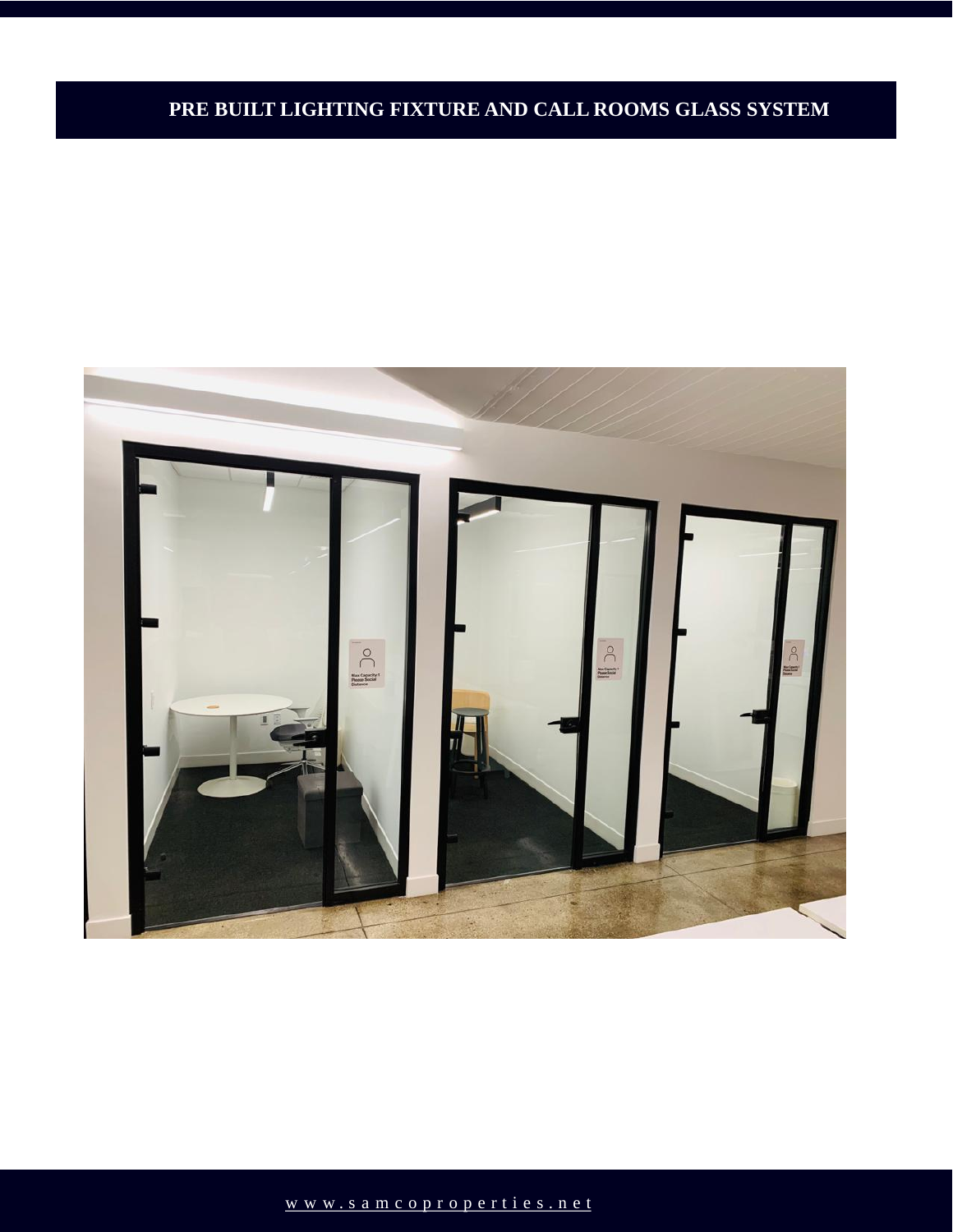# PRE BUILT LIGHTING FIXTURE AND CALL ROOMS GLASS SYSTEM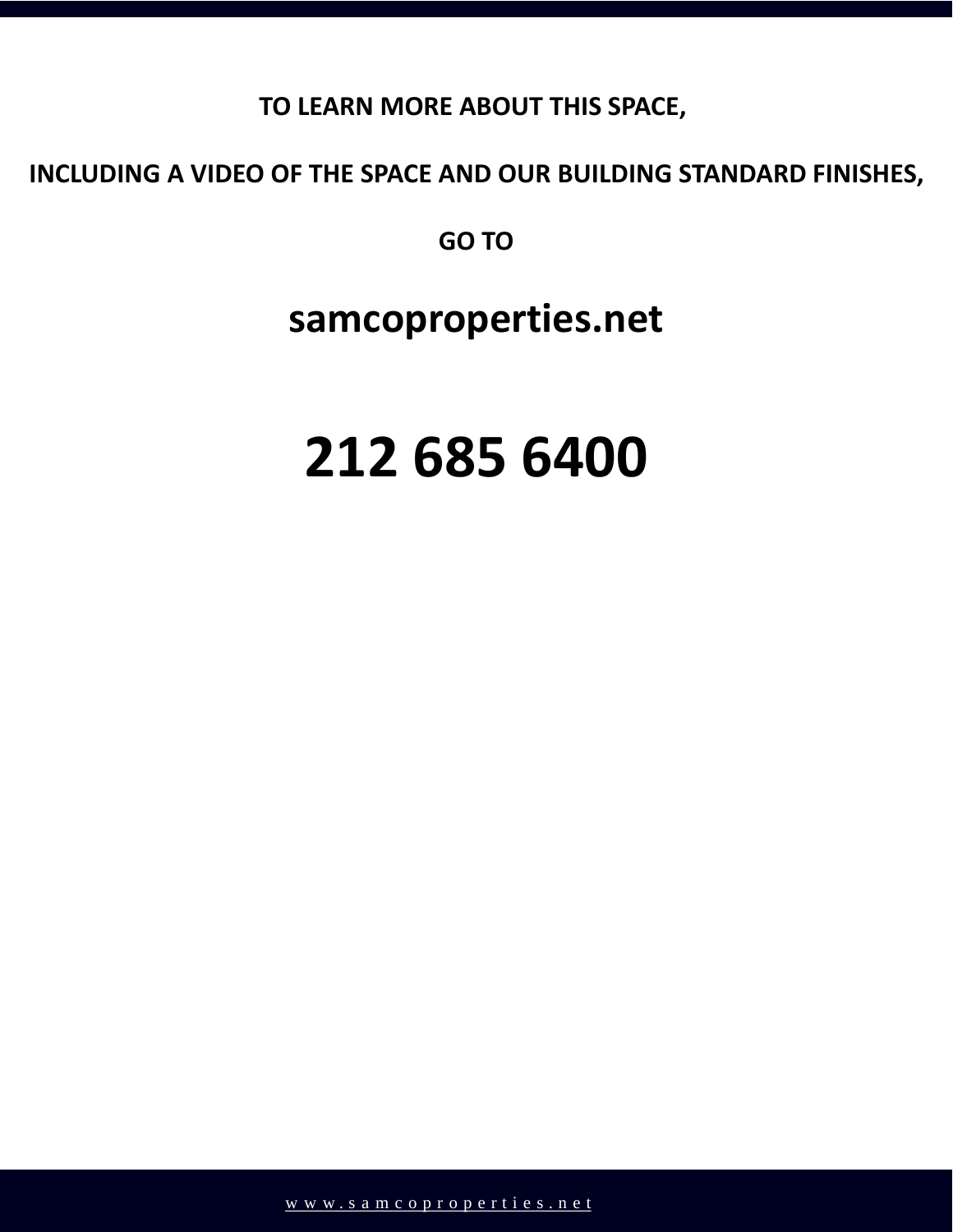**TO LEARN MORE ABOUT THIS SPACE,**

**INCLUDING A VIDEO OF THE SPACE AND OUR BUILDING STANDARD FINISHES,**

**GO TO**

# samcoproperties.net

# 212 685 6400